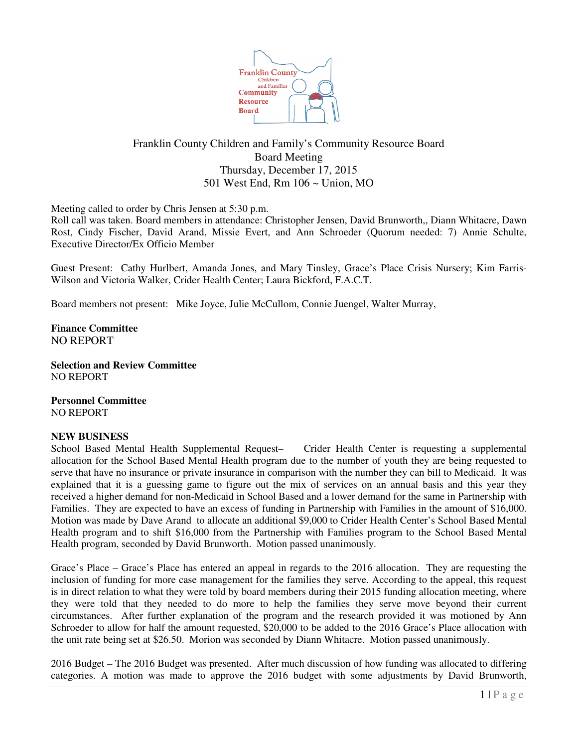Franklin County Children and Family's Community Resource Board
Board Meeting
Thursday, December 17, 2015
501 West End, Rm 106 ~ Union, MO

Meeting called to order by Chris Jensen at 5:30 p.m.
Roll call was taken. Board members in attendance: Christopher Jensen, David Brunworth,, Diann Whitacre, Dawn Rost, Cindy Fischer, David Arand, Missie Evert, and Ann Schroeder (Quorum needed: 7) Annie Schulte, Executive Director/Ex Officio Member

Guest Present: Cathy Hurlbert, Amanda Jones, and Mary Tinsley, Grace's Place Crisis Nursery; Kim Farris-Wilson and Victoria Walker, Crider Health Center; Laura Bickford, F.A.C.T.

Board members not present: Mike Joyce, Julie McCullom, Connie Juengel, Walter Murray,

**Finance Committee**
NO REPORT

**Selection and Review Committee**
NO REPORT

**Personnel Committee**
NO REPORT

**NEW BUSINESS**
School Based Mental Health Supplemental Request– Crider Health Center is requesting a supplemental allocation for the School Based Mental Health program due to the number of youth they are being requested to serve that have no insurance or private insurance in comparison with the number they can bill to Medicaid. It was explained that it is a guessing game to figure out the mix of services on an annual basis and this year they received a higher demand for non-Medicaid in School Based and a lower demand for the same in Partnership with Families. They are expected to have an excess of funding in Partnership with Families in the amount of $16,000. Motion was made by Dave Arand to allocate an additional $9,000 to Crider Health Center's School Based Mental Health program and to shift $16,000 from the Partnership with Families program to the School Based Mental Health program, seconded by David Brunworth. Motion passed unanimously.

Grace's Place – Grace's Place has entered an appeal in regards to the 2016 allocation. They are requesting the inclusion of funding for more case management for the families they serve. According to the appeal, this request is in direct relation to what they were told by board members during their 2015 funding allocation meeting, where they were told that they needed to do more to help the families they serve move beyond their current circumstances. After further explanation of the program and the research provided it was motioned by Ann Schroeder to allow for half the amount requested, $20,000 to be added to the 2016 Grace's Place allocation with the unit rate being set at $26.50. Morion was seconded by Diann Whitacre. Motion passed unanimously.

2016 Budget – The 2016 Budget was presented. After much discussion of how funding was allocated to differing categories. A motion was made to approve the 2016 budget with some adjustments by David Brunworth,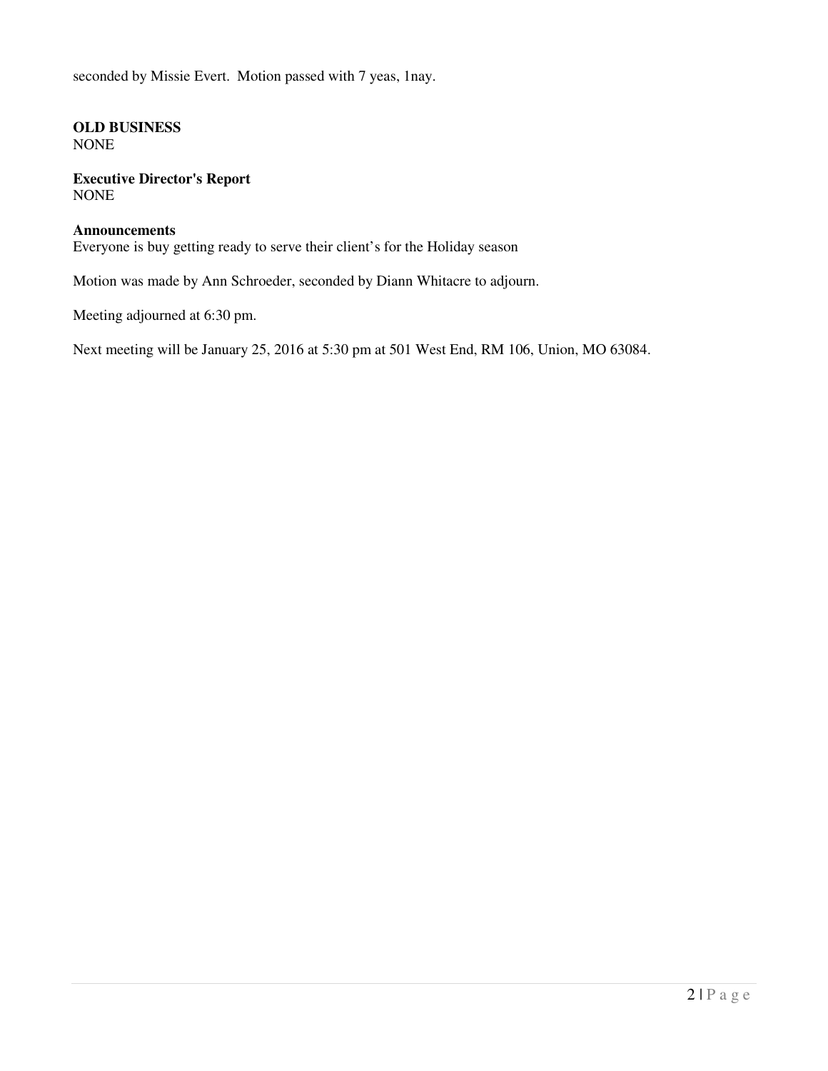seconded by Missie Evert. Motion passed with 7 yeas, 1nay.

**OLD BUSINESS**
NONE

**Executive Director's Report**
NONE

**Announcements**
Everyone is buy getting ready to serve their client's for the Holiday season

Motion was made by Ann Schroeder, seconded by Diann Whitacre to adjourn.

Meeting adjourned at 6:30 pm.

Next meeting will be January 25, 2016 at 5:30 pm at 501 West End, RM 106, Union, MO 63084.